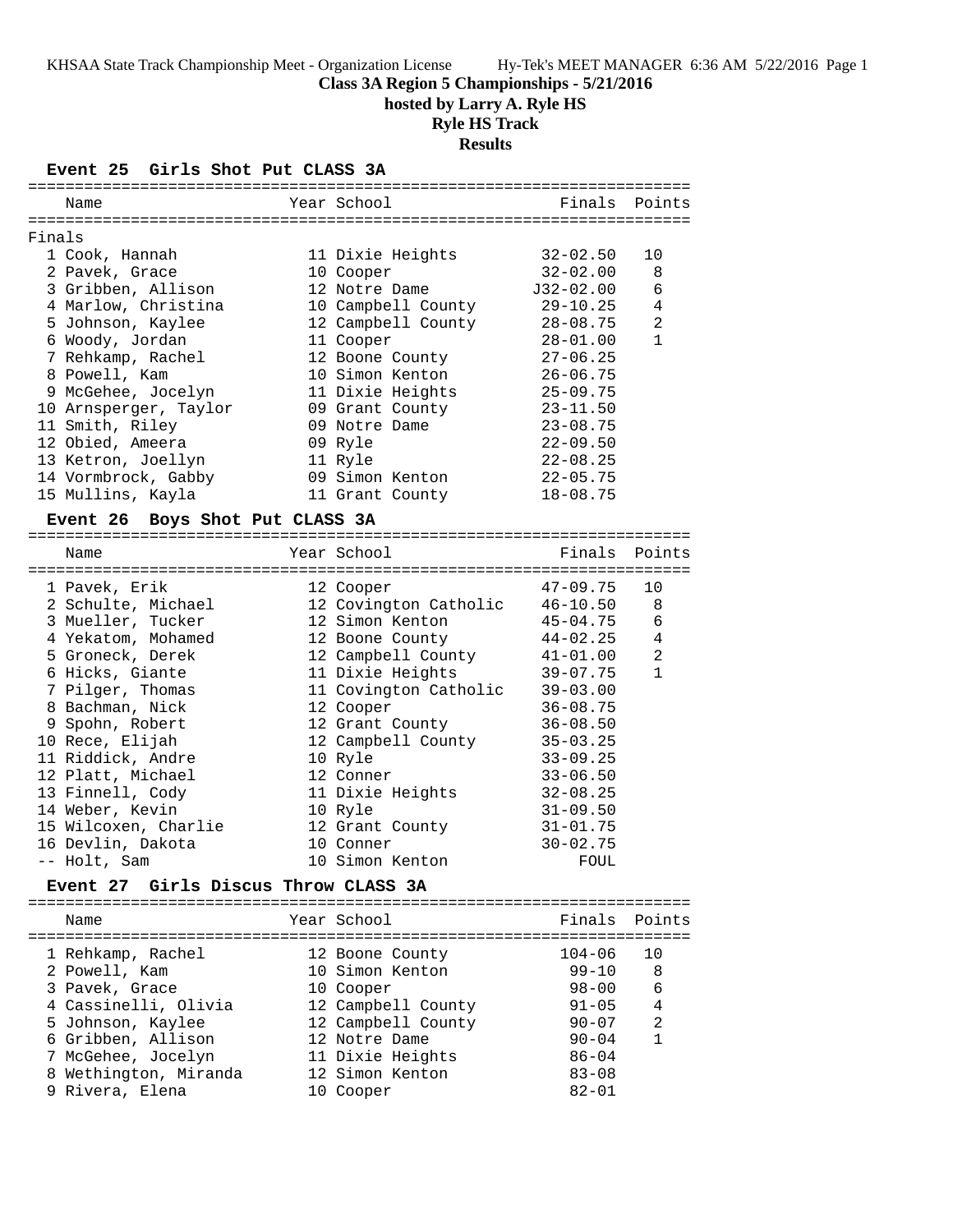# Class 3A Region 5 Championships - 5/21/2016

## hosted by Larry A. Ryle HS

## Ryle HS Track

## Results

### Event 25 Girls Shot Put CLASS 3A

Finals

| Place | Name | Year | School | Finals | Points |
|---|---|---|---|---|---|
| 1 | Cook, Hannah | 11 | Dixie Heights | 32-02.50 | 10 |
| 2 | Pavek, Grace | 10 | Cooper | 32-02.00 | 8 |
| 3 | Gribben, Allison | 12 | Notre Dame | J32-02.00 | 6 |
| 4 | Marlow, Christina | 10 | Campbell County | 29-10.25 | 4 |
| 5 | Johnson, Kaylee | 12 | Campbell County | 28-08.75 | 2 |
| 6 | Woody, Jordan | 11 | Cooper | 28-01.00 | 1 |
| 7 | Rehkamp, Rachel | 12 | Boone County | 27-06.25 | |
| 8 | Powell, Kam | 10 | Simon Kenton | 26-06.75 | |
| 9 | McGehee, Jocelyn | 11 | Dixie Heights | 25-09.75 | |
| 10 | Arnsperger, Taylor | 09 | Grant County | 23-11.50 | |
| 11 | Smith, Riley | 09 | Notre Dame | 23-08.75 | |
| 12 | Obied, Ameera | 09 | Ryle | 22-09.50 | |
| 13 | Ketron, Joellyn | 11 | Ryle | 22-08.25 | |
| 14 | Vormbrock, Gabby | 09 | Simon Kenton | 22-05.75 | |
| 15 | Mullins, Kayla | 11 | Grant County | 18-08.75 | |

### Event 26 Boys Shot Put CLASS 3A

| Place | Name | Year | School | Finals | Points |
|---|---|---|---|---|---|
| 1 | Pavek, Erik | 12 | Cooper | 47-09.75 | 10 |
| 2 | Schulte, Michael | 12 | Covington Catholic | 46-10.50 | 8 |
| 3 | Mueller, Tucker | 12 | Simon Kenton | 45-04.75 | 6 |
| 4 | Yekatom, Mohamed | 12 | Boone County | 44-02.25 | 4 |
| 5 | Groneck, Derek | 12 | Campbell County | 41-01.00 | 2 |
| 6 | Hicks, Giante | 11 | Dixie Heights | 39-07.75 | 1 |
| 7 | Pilger, Thomas | 11 | Covington Catholic | 39-03.00 | |
| 8 | Bachman, Nick | 12 | Cooper | 36-08.75 | |
| 9 | Spohn, Robert | 12 | Grant County | 36-08.50 | |
| 10 | Rece, Elijah | 12 | Campbell County | 35-03.25 | |
| 11 | Riddick, Andre | 10 | Ryle | 33-09.25 | |
| 12 | Platt, Michael | 12 | Conner | 33-06.50 | |
| 13 | Finnell, Cody | 11 | Dixie Heights | 32-08.25 | |
| 14 | Weber, Kevin | 10 | Ryle | 31-09.50 | |
| 15 | Wilcoxen, Charlie | 12 | Grant County | 31-01.75 | |
| 16 | Devlin, Dakota | 10 | Conner | 30-02.75 | |
| -- | Holt, Sam | 10 | Simon Kenton | FOUL | |

### Event 27 Girls Discus Throw CLASS 3A

| Place | Name | Year | School | Finals | Points |
|---|---|---|---|---|---|
| 1 | Rehkamp, Rachel | 12 | Boone County | 104-06 | 10 |
| 2 | Powell, Kam | 10 | Simon Kenton | 99-10 | 8 |
| 3 | Pavek, Grace | 10 | Cooper | 98-00 | 6 |
| 4 | Cassinelli, Olivia | 12 | Campbell County | 91-05 | 4 |
| 5 | Johnson, Kaylee | 12 | Campbell County | 90-07 | 2 |
| 6 | Gribben, Allison | 12 | Notre Dame | 90-04 | 1 |
| 7 | McGehee, Jocelyn | 11 | Dixie Heights | 86-04 | |
| 8 | Wethington, Miranda | 12 | Simon Kenton | 83-08 | |
| 9 | Rivera, Elena | 10 | Cooper | 82-01 | |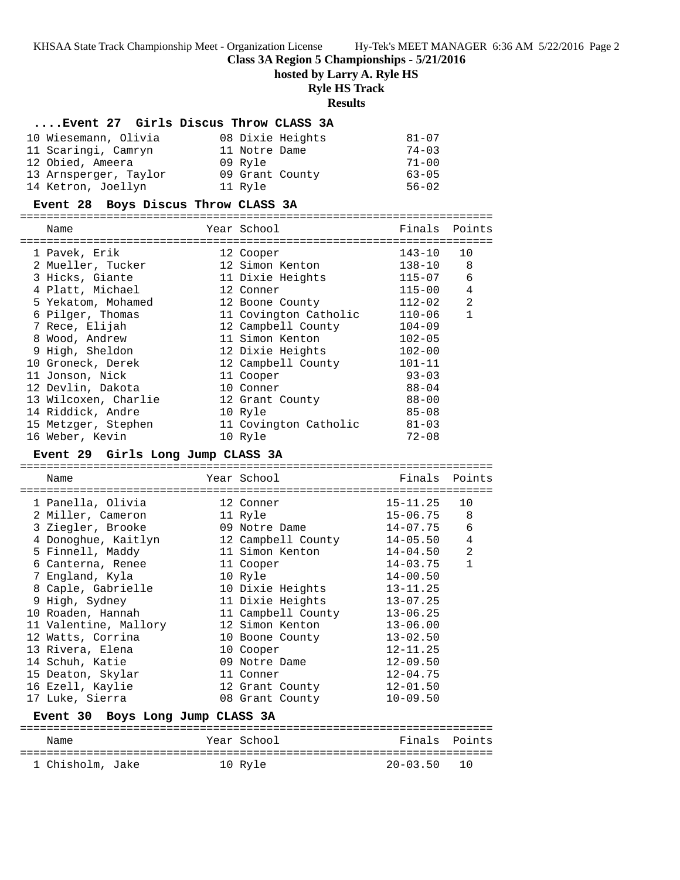**Class 3A Region 5 Championships - 5/21/2016**

**hosted by Larry A. Ryle HS**

**Ryle HS Track**

**Results**

### ....Event 27 Girls Discus Throw CLASS 3A

| Place | Name | Year | School | Finals | Points |
|---|---|---|---|---|---|
| 10 | Wiesemann, Olivia | 08 | Dixie Heights | 81-07 | |
| 11 | Scaringi, Camryn | 11 | Notre Dame | 74-03 | |
| 12 | Obied, Ameera | 09 | Ryle | 71-00 | |
| 13 | Arnsperger, Taylor | 09 | Grant County | 63-05 | |
| 14 | Ketron, Joellyn | 11 | Ryle | 56-02 | |

### Event 28 Boys Discus Throw CLASS 3A

| Place | Name | Year | School | Finals | Points |
|---|---|---|---|---|---|
| 1 | Pavek, Erik | 12 | Cooper | 143-10 | 10 |
| 2 | Mueller, Tucker | 12 | Simon Kenton | 138-10 | 8 |
| 3 | Hicks, Giante | 11 | Dixie Heights | 115-07 | 6 |
| 4 | Platt, Michael | 12 | Conner | 115-00 | 4 |
| 5 | Yekatom, Mohamed | 12 | Boone County | 112-02 | 2 |
| 6 | Pilger, Thomas | 11 | Covington Catholic | 110-06 | 1 |
| 7 | Rece, Elijah | 12 | Campbell County | 104-09 | |
| 8 | Wood, Andrew | 11 | Simon Kenton | 102-05 | |
| 9 | High, Sheldon | 12 | Dixie Heights | 102-00 | |
| 10 | Groneck, Derek | 12 | Campbell County | 101-11 | |
| 11 | Jonson, Nick | 11 | Cooper | 93-03 | |
| 12 | Devlin, Dakota | 10 | Conner | 88-04 | |
| 13 | Wilcoxen, Charlie | 12 | Grant County | 88-00 | |
| 14 | Riddick, Andre | 10 | Ryle | 85-08 | |
| 15 | Metzger, Stephen | 11 | Covington Catholic | 81-03 | |
| 16 | Weber, Kevin | 10 | Ryle | 72-08 | |

### Event 29 Girls Long Jump CLASS 3A

| Place | Name | Year | School | Finals | Points |
|---|---|---|---|---|---|
| 1 | Panella, Olivia | 12 | Conner | 15-11.25 | 10 |
| 2 | Miller, Cameron | 11 | Ryle | 15-06.75 | 8 |
| 3 | Ziegler, Brooke | 09 | Notre Dame | 14-07.75 | 6 |
| 4 | Donoghue, Kaitlyn | 12 | Campbell County | 14-05.50 | 4 |
| 5 | Finnell, Maddy | 11 | Simon Kenton | 14-04.50 | 2 |
| 6 | Canterna, Renee | 11 | Cooper | 14-03.75 | 1 |
| 7 | England, Kyla | 10 | Ryle | 14-00.50 | |
| 8 | Caple, Gabrielle | 10 | Dixie Heights | 13-11.25 | |
| 9 | High, Sydney | 11 | Dixie Heights | 13-07.25 | |
| 10 | Roaden, Hannah | 11 | Campbell County | 13-06.25 | |
| 11 | Valentine, Mallory | 12 | Simon Kenton | 13-06.00 | |
| 12 | Watts, Corrina | 10 | Boone County | 13-02.50 | |
| 13 | Rivera, Elena | 10 | Cooper | 12-11.25 | |
| 14 | Schuh, Katie | 09 | Notre Dame | 12-09.50 | |
| 15 | Deaton, Skylar | 11 | Conner | 12-04.75 | |
| 16 | Ezell, Kaylie | 12 | Grant County | 12-01.50 | |
| 17 | Luke, Sierra | 08 | Grant County | 10-09.50 | |

### Event 30 Boys Long Jump CLASS 3A

| Place | Name | Year | School | Finals | Points |
|---|---|---|---|---|---|
| 1 | Chisholm, Jake | 10 | Ryle | 20-03.50 | 10 |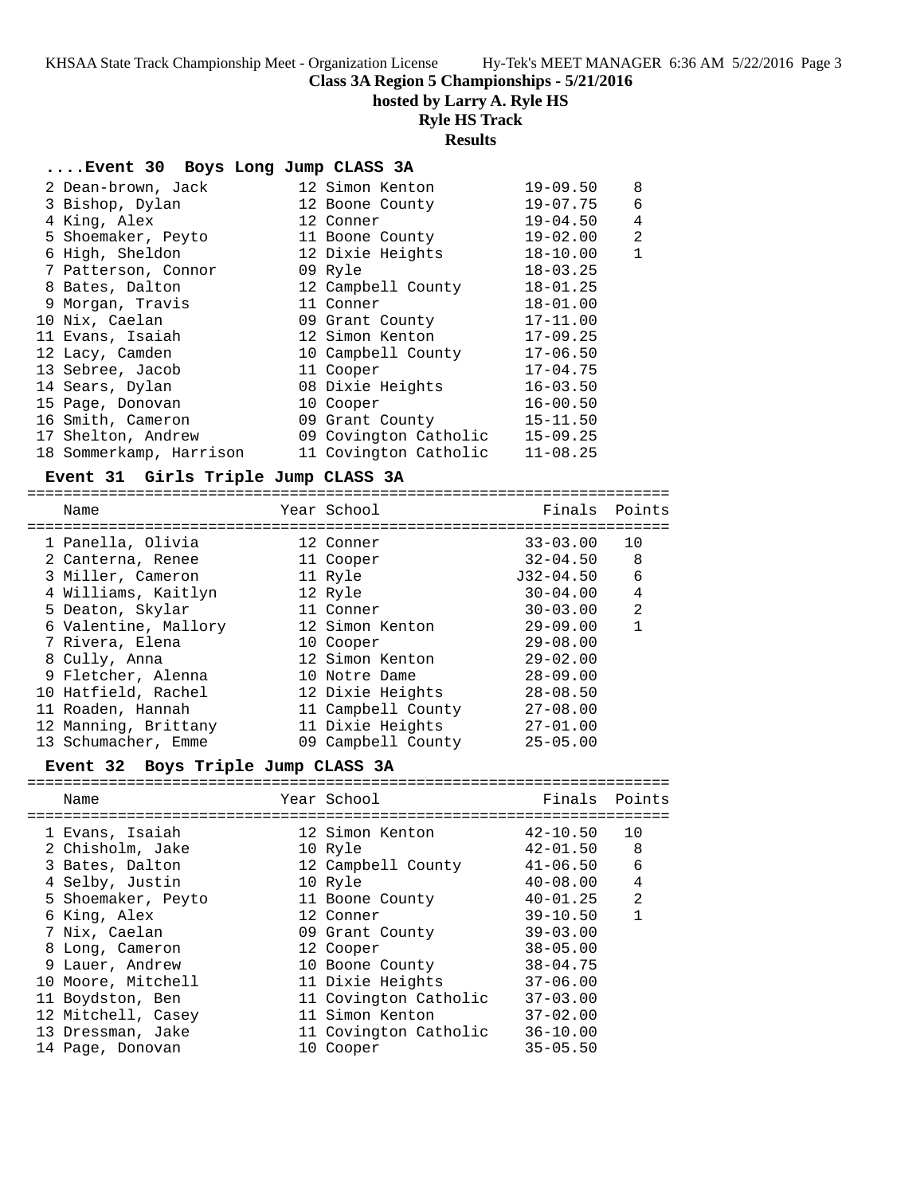Class 3A Region 5 Championships - 5/21/2016

hosted by Larry A. Ryle HS

Ryle HS Track

Results

## ....Event 30 Boys Long Jump CLASS 3A

| | Name | Year | School | Finals | Points |
|---|---|---|---|---|---|
| 2 | Dean-brown, Jack | 12 | Simon Kenton | 19-09.50 | 8 |
| 3 | Bishop, Dylan | 12 | Boone County | 19-07.75 | 6 |
| 4 | King, Alex | 12 | Conner | 19-04.50 | 4 |
| 5 | Shoemaker, Peyto | 11 | Boone County | 19-02.00 | 2 |
| 6 | High, Sheldon | 12 | Dixie Heights | 18-10.00 | 1 |
| 7 | Patterson, Connor | 09 | Ryle | 18-03.25 | |
| 8 | Bates, Dalton | 12 | Campbell County | 18-01.25 | |
| 9 | Morgan, Travis | 11 | Conner | 18-01.00 | |
| 10 | Nix, Caelan | 09 | Grant County | 17-11.00 | |
| 11 | Evans, Isaiah | 12 | Simon Kenton | 17-09.25 | |
| 12 | Lacy, Camden | 10 | Campbell County | 17-06.50 | |
| 13 | Sebree, Jacob | 11 | Cooper | 17-04.75 | |
| 14 | Sears, Dylan | 08 | Dixie Heights | 16-03.50 | |
| 15 | Page, Donovan | 10 | Cooper | 16-00.50 | |
| 16 | Smith, Cameron | 09 | Grant County | 15-11.50 | |
| 17 | Shelton, Andrew | 09 | Covington Catholic | 15-09.25 | |
| 18 | Sommerkamp, Harrison | 11 | Covington Catholic | 11-08.25 | |

## Event 31 Girls Triple Jump CLASS 3A

| | Name | Year | School | Finals | Points |
|---|---|---|---|---|---|
| 1 | Panella, Olivia | 12 | Conner | 33-03.00 | 10 |
| 2 | Canterna, Renee | 11 | Cooper | 32-04.50 | 8 |
| 3 | Miller, Cameron | 11 | Ryle | J32-04.50 | 6 |
| 4 | Williams, Kaitlyn | 12 | Ryle | 30-04.00 | 4 |
| 5 | Deaton, Skylar | 11 | Conner | 30-03.00 | 2 |
| 6 | Valentine, Mallory | 12 | Simon Kenton | 29-09.00 | 1 |
| 7 | Rivera, Elena | 10 | Cooper | 29-08.00 | |
| 8 | Cully, Anna | 12 | Simon Kenton | 29-02.00 | |
| 9 | Fletcher, Alenna | 10 | Notre Dame | 28-09.00 | |
| 10 | Hatfield, Rachel | 12 | Dixie Heights | 28-08.50 | |
| 11 | Roaden, Hannah | 11 | Campbell County | 27-08.00 | |
| 12 | Manning, Brittany | 11 | Dixie Heights | 27-01.00 | |
| 13 | Schumacher, Emme | 09 | Campbell County | 25-05.00 | |

## Event 32 Boys Triple Jump CLASS 3A

| | Name | Year | School | Finals | Points |
|---|---|---|---|---|---|
| 1 | Evans, Isaiah | 12 | Simon Kenton | 42-10.50 | 10 |
| 2 | Chisholm, Jake | 10 | Ryle | 42-01.50 | 8 |
| 3 | Bates, Dalton | 12 | Campbell County | 41-06.50 | 6 |
| 4 | Selby, Justin | 10 | Ryle | 40-08.00 | 4 |
| 5 | Shoemaker, Peyto | 11 | Boone County | 40-01.25 | 2 |
| 6 | King, Alex | 12 | Conner | 39-10.50 | 1 |
| 7 | Nix, Caelan | 09 | Grant County | 39-03.00 | |
| 8 | Long, Cameron | 12 | Cooper | 38-05.00 | |
| 9 | Lauer, Andrew | 10 | Boone County | 38-04.75 | |
| 10 | Moore, Mitchell | 11 | Dixie Heights | 37-06.00 | |
| 11 | Boydston, Ben | 11 | Covington Catholic | 37-03.00 | |
| 12 | Mitchell, Casey | 11 | Simon Kenton | 37-02.00 | |
| 13 | Dressman, Jake | 11 | Covington Catholic | 36-10.00 | |
| 14 | Page, Donovan | 10 | Cooper | 35-05.50 | |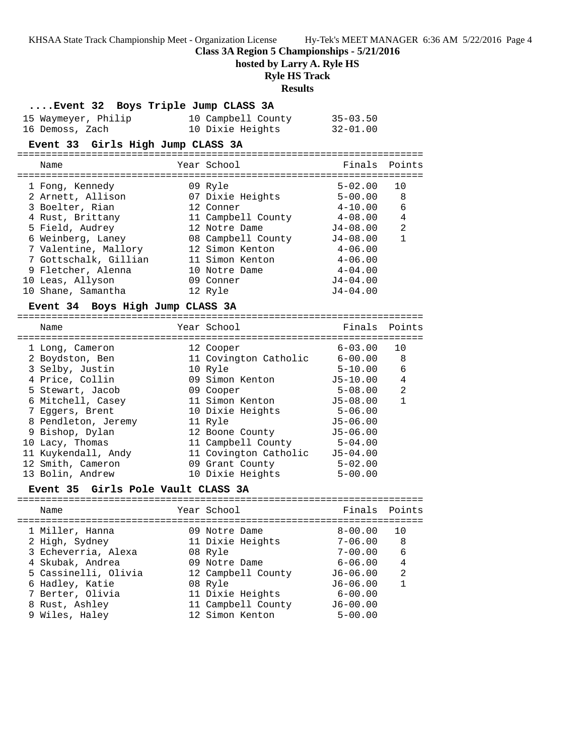## Class 3A Region 5 Championships - 5/21/2016

### hosted by Larry A. Ryle HS

### Ryle HS Track

### Results

#### ....Event 32 Boys Triple Jump CLASS 3A

| Place | Name | Year | School | Finals |
|---|---|---|---|---|
| 15 | Waymeyer, Philip | 10 | Campbell County | 35-03.50 |
| 16 | Demoss, Zach | 10 | Dixie Heights | 32-01.00 |

#### Event 33 Girls High Jump CLASS 3A

| Place | Name | Year | School | Finals | Points |
|---|---|---|---|---|---|
| 1 | Fong, Kennedy | 09 | Ryle | 5-02.00 | 10 |
| 2 | Arnett, Allison | 07 | Dixie Heights | 5-00.00 | 8 |
| 3 | Boelter, Rian | 12 | Conner | 4-10.00 | 6 |
| 4 | Rust, Brittany | 11 | Campbell County | 4-08.00 | 4 |
| 5 | Field, Audrey | 12 | Notre Dame | J4-08.00 | 2 |
| 6 | Weinberg, Laney | 08 | Campbell County | J4-08.00 | 1 |
| 7 | Valentine, Mallory | 12 | Simon Kenton | 4-06.00 | |
| 7 | Gottschalk, Gillian | 11 | Simon Kenton | 4-06.00 | |
| 9 | Fletcher, Alenna | 10 | Notre Dame | 4-04.00 | |
| 10 | Leas, Allyson | 09 | Conner | J4-04.00 | |
| 10 | Shane, Samantha | 12 | Ryle | J4-04.00 | |

#### Event 34 Boys High Jump CLASS 3A

| Place | Name | Year | School | Finals | Points |
|---|---|---|---|---|---|
| 1 | Long, Cameron | 12 | Cooper | 6-03.00 | 10 |
| 2 | Boydston, Ben | 11 | Covington Catholic | 6-00.00 | 8 |
| 3 | Selby, Justin | 10 | Ryle | 5-10.00 | 6 |
| 4 | Price, Collin | 09 | Simon Kenton | J5-10.00 | 4 |
| 5 | Stewart, Jacob | 09 | Cooper | 5-08.00 | 2 |
| 6 | Mitchell, Casey | 11 | Simon Kenton | J5-08.00 | 1 |
| 7 | Eggers, Brent | 10 | Dixie Heights | 5-06.00 | |
| 8 | Pendleton, Jeremy | 11 | Ryle | J5-06.00 | |
| 9 | Bishop, Dylan | 12 | Boone County | J5-06.00 | |
| 10 | Lacy, Thomas | 11 | Campbell County | 5-04.00 | |
| 11 | Kuykendall, Andy | 11 | Covington Catholic | J5-04.00 | |
| 12 | Smith, Cameron | 09 | Grant County | 5-02.00 | |
| 13 | Bolin, Andrew | 10 | Dixie Heights | 5-00.00 | |

#### Event 35 Girls Pole Vault CLASS 3A

| Place | Name | Year | School | Finals | Points |
|---|---|---|---|---|---|
| 1 | Miller, Hanna | 09 | Notre Dame | 8-00.00 | 10 |
| 2 | High, Sydney | 11 | Dixie Heights | 7-06.00 | 8 |
| 3 | Echeverria, Alexa | 08 | Ryle | 7-00.00 | 6 |
| 4 | Skubak, Andrea | 09 | Notre Dame | 6-06.00 | 4 |
| 5 | Cassinelli, Olivia | 12 | Campbell County | J6-06.00 | 2 |
| 6 | Hadley, Katie | 08 | Ryle | J6-06.00 | 1 |
| 7 | Berter, Olivia | 11 | Dixie Heights | 6-00.00 | |
| 8 | Rust, Ashley | 11 | Campbell County | J6-00.00 | |
| 9 | Wiles, Haley | 12 | Simon Kenton | 5-00.00 | |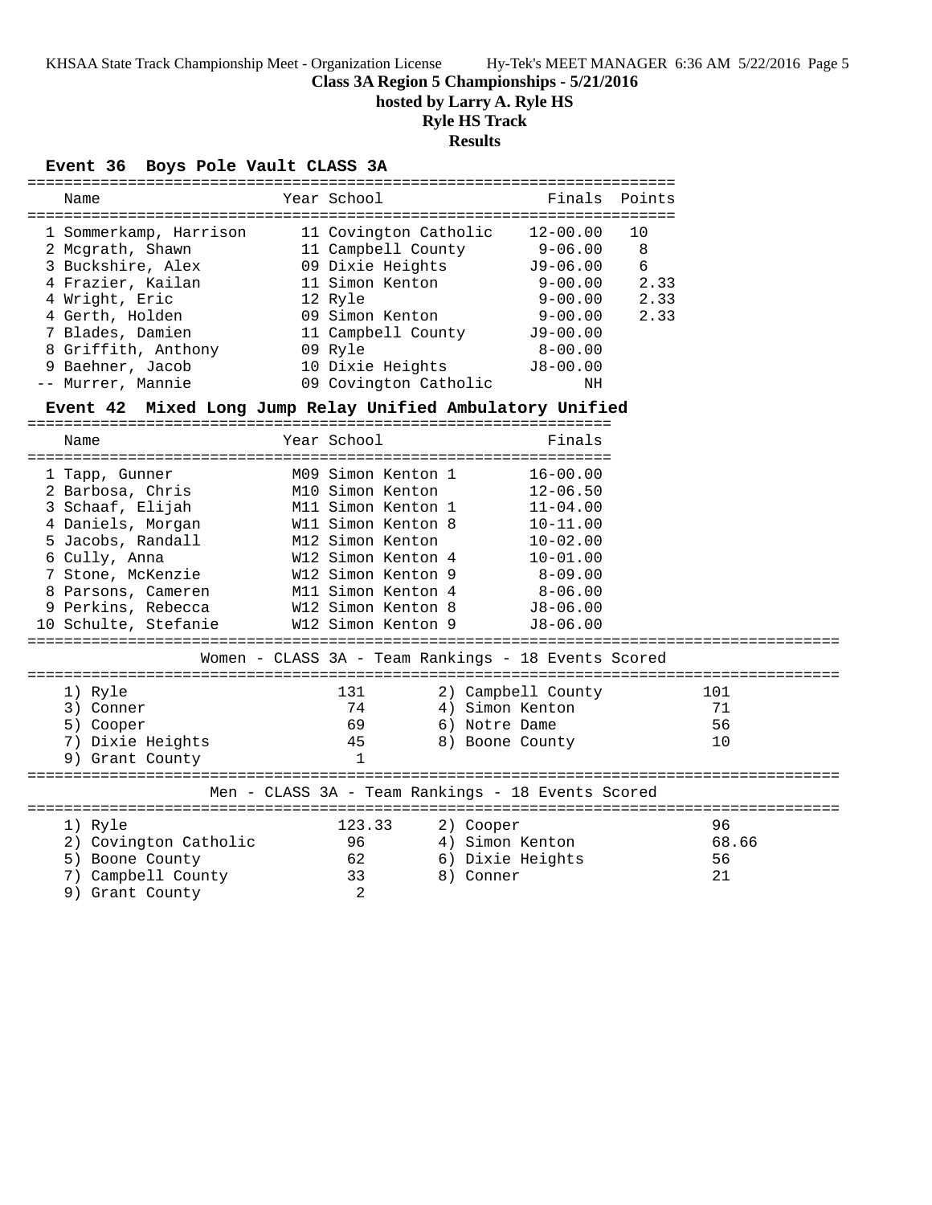**Class 3A Region 5 Championships - 5/21/2016**

**hosted by Larry A. Ryle HS**

**Ryle HS Track**

**Results**

### Event 36 Boys Pole Vault CLASS 3A

| | Name | Year | School | Finals | Points |
|---|---|---|---|---|---|
| 1 | Sommerkamp, Harrison | 11 | Covington Catholic | 12-00.00 | 10 |
| 2 | Mcgrath, Shawn | 11 | Campbell County | 9-06.00 | 8 |
| 3 | Buckshire, Alex | 09 | Dixie Heights | J9-06.00 | 6 |
| 4 | Frazier, Kailan | 11 | Simon Kenton | 9-00.00 | 2.33 |
| 4 | Wright, Eric | 12 | Ryle | 9-00.00 | 2.33 |
| 4 | Gerth, Holden | 09 | Simon Kenton | 9-00.00 | 2.33 |
| 7 | Blades, Damien | 11 | Campbell County | J9-00.00 | |
| 8 | Griffith, Anthony | 09 | Ryle | 8-00.00 | |
| 9 | Baehner, Jacob | 10 | Dixie Heights | J8-00.00 | |
| -- | Murrer, Mannie | 09 | Covington Catholic | NH | |

### Event 42 Mixed Long Jump Relay Unified Ambulatory Unified

| | Name | Year | School | Finals |
|---|---|---|---|---|
| 1 | Tapp, Gunner | M09 | Simon Kenton 1 | 16-00.00 |
| 2 | Barbosa, Chris | M10 | Simon Kenton | 12-06.50 |
| 3 | Schaaf, Elijah | M11 | Simon Kenton 1 | 11-04.00 |
| 4 | Daniels, Morgan | W11 | Simon Kenton 8 | 10-11.00 |
| 5 | Jacobs, Randall | M12 | Simon Kenton | 10-02.00 |
| 6 | Cully, Anna | W12 | Simon Kenton 4 | 10-01.00 |
| 7 | Stone, McKenzie | W12 | Simon Kenton 9 | 8-09.00 |
| 8 | Parsons, Cameren | M11 | Simon Kenton 4 | 8-06.00 |
| 9 | Perkins, Rebecca | W12 | Simon Kenton 8 | J8-06.00 |
| 10 | Schulte, Stefanie | W12 | Simon Kenton 9 | J8-06.00 |

### Women - CLASS 3A - Team Rankings - 18 Events Scored

| | | | |
|---|---|---|---|
| 1) Ryle | 131 | 2) Campbell County | 101 |
| 3) Conner | 74 | 4) Simon Kenton | 71 |
| 5) Cooper | 69 | 6) Notre Dame | 56 |
| 7) Dixie Heights | 45 | 8) Boone County | 10 |
| 9) Grant County | 1 | | |

### Men - CLASS 3A - Team Rankings - 18 Events Scored

| | | | |
|---|---|---|---|
| 1) Ryle | 123.33 | 2) Cooper | 96 |
| 2) Covington Catholic | 96 | 4) Simon Kenton | 68.66 |
| 5) Boone County | 62 | 6) Dixie Heights | 56 |
| 7) Campbell County | 33 | 8) Conner | 21 |
| 9) Grant County | 2 | | |